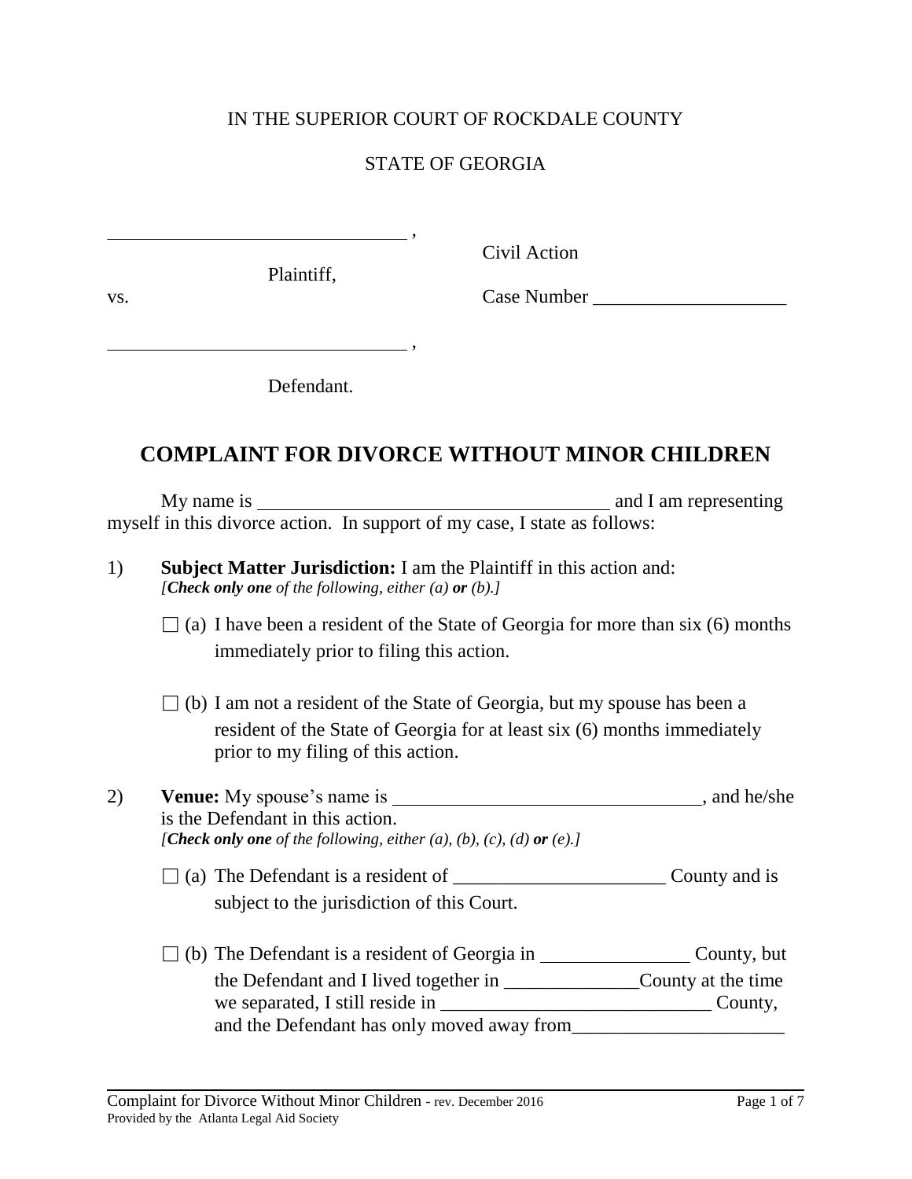IN THE SUPERIOR COURT OF ROCKDALE COUNTY

STATE OF GEORGIA

______________________________ ,

Plaintiff,

vs.

______________________________ ,

Defendant.

Civil Action

Case Number ____________________

# COMPLAINT FOR DIVORCE WITHOUT MINOR CHILDREN

My name is ________________________________ and I am representing myself in this divorce action. In support of my case, I state as follows:

1) **Subject Matter Jurisdiction:** I am the Plaintiff in this action and:
*[**Check only one** of the following, either (a) **or** (b).]*

☐ (a) I have been a resident of the State of Georgia for more than six (6) months immediately prior to filing this action.

☐ (b) I am not a resident of the State of Georgia, but my spouse has been a resident of the State of Georgia for at least six (6) months immediately prior to my filing of this action.

2) **Venue:** My spouse's name is ______________________________, and he/she is the Defendant in this action.
*[**Check only one** of the following, either (a), (b), (c), (d) **or** (e).]*

☐ (a) The Defendant is a resident of ______________________ County and is subject to the jurisdiction of this Court.

☐ (b) The Defendant is a resident of Georgia in ________________ County, but the Defendant and I lived together in ______________County at the time we separated, I still reside in ____________________________ County, and the Defendant has only moved away from______________________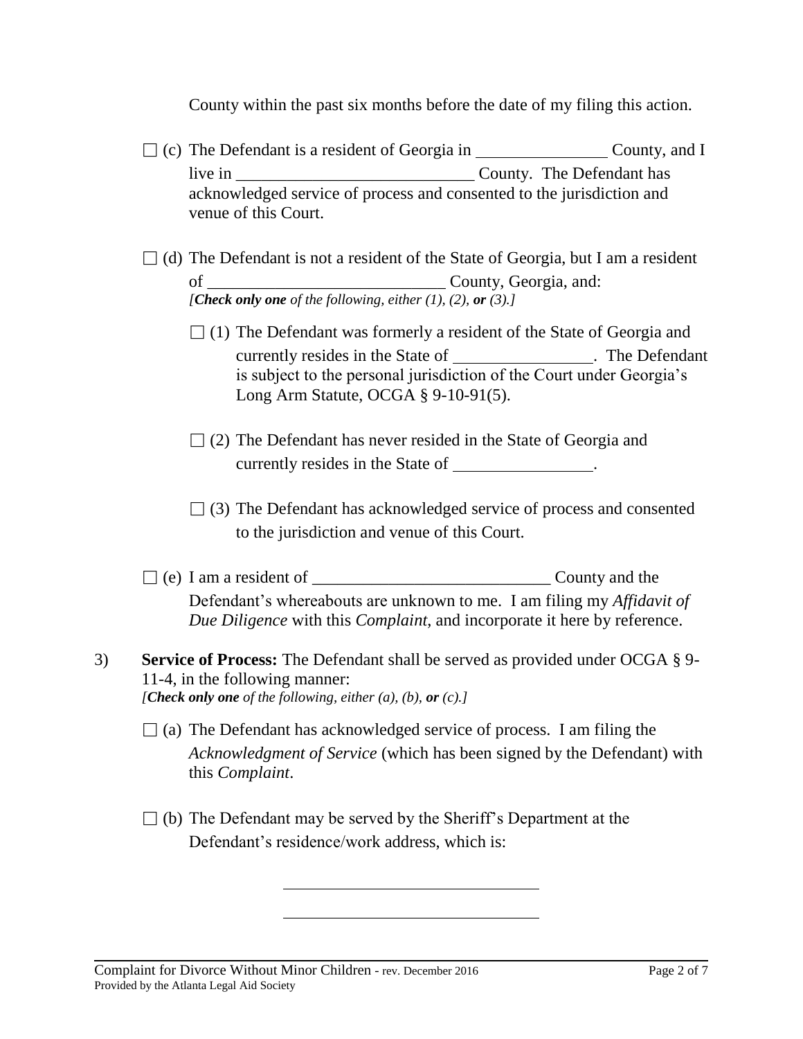County within the past six months before the date of my filing this action.

☐ (c) The Defendant is a resident of Georgia in ________________ County, and I live in ____________________________ County. The Defendant has acknowledged service of process and consented to the jurisdiction and venue of this Court.

☐ (d) The Defendant is not a resident of the State of Georgia, but I am a resident of ____________________________ County, Georgia, and:
*[**Check only one** of the following, either (1), (2), **or** (3).]*

☐ (1) The Defendant was formerly a resident of the State of Georgia and currently resides in the State of _________________. The Defendant is subject to the personal jurisdiction of the Court under Georgia's Long Arm Statute, OCGA § 9-10-91(5).

☐ (2) The Defendant has never resided in the State of Georgia and currently resides in the State of _________________.

☐ (3) The Defendant has acknowledged service of process and consented to the jurisdiction and venue of this Court.

☐ (e) I am a resident of ____________________________ County and the Defendant's whereabouts are unknown to me. I am filing my *Affidavit of Due Diligence* with this *Complaint*, and incorporate it here by reference.

3) **Service of Process:** The Defendant shall be served as provided under OCGA § 9-11-4, in the following manner:
*[**Check only one** of the following, either (a), (b), **or** (c).]*

☐ (a) The Defendant has acknowledged service of process. I am filing the *Acknowledgment of Service* (which has been signed by the Defendant) with this *Complaint*.

☐ (b) The Defendant may be served by the Sheriff's Department at the Defendant's residence/work address, which is:

________________________________

________________________________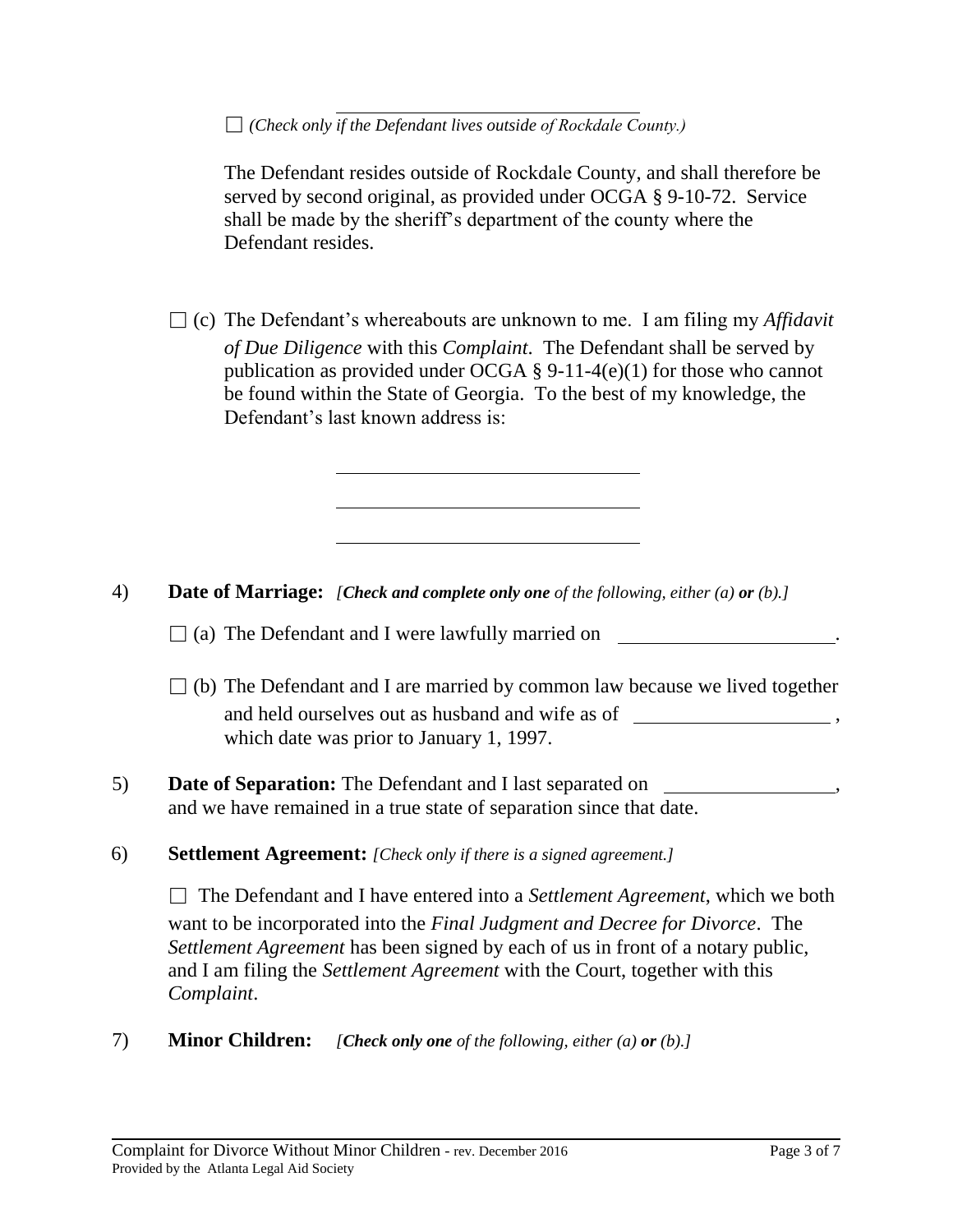\_\_\_\_\_\_\_\_\_\_\_\_\_\_\_\_\_\_\_\_\_\_\_\_\_\_\_\_\_\_

☐ *(Check only if the Defendant lives outside of Rockdale County.)*

The Defendant resides outside of Rockdale County, and shall therefore be served by second original, as provided under OCGA § 9-10-72. Service shall be made by the sheriff's department of the county where the Defendant resides.

☐ (c) The Defendant's whereabouts are unknown to me. I am filing my *Affidavit of Due Diligence* with this *Complaint*. The Defendant shall be served by publication as provided under OCGA § 9-11-4(e)(1) for those who cannot be found within the State of Georgia. To the best of my knowledge, the Defendant's last known address is:

\_\_\_\_\_\_\_\_\_\_\_\_\_\_\_\_\_\_\_\_\_\_\_\_\_\_\_\_\_\_

\_\_\_\_\_\_\_\_\_\_\_\_\_\_\_\_\_\_\_\_\_\_\_\_\_\_\_\_\_\_

\_\_\_\_\_\_\_\_\_\_\_\_\_\_\_\_\_\_\_\_\_\_\_\_\_\_\_\_\_\_

4) **Date of Marriage:** *[**Check and complete only one** of the following, either (a) **or** (b).]*

☐ (a) The Defendant and I were lawfully married on \_\_\_\_\_\_\_\_\_\_\_\_\_\_\_\_\_\_\_\_.

☐ (b) The Defendant and I are married by common law because we lived together and held ourselves out as husband and wife as of \_\_\_\_\_\_\_\_\_\_\_\_\_\_\_\_\_\_, which date was prior to January 1, 1997.

5) **Date of Separation:** The Defendant and I last separated on \_\_\_\_\_\_\_\_\_\_\_\_\_\_\_\_, and we have remained in a true state of separation since that date.

6) **Settlement Agreement:** *[Check only if there is a signed agreement.]*

☐ The Defendant and I have entered into a *Settlement Agreement*, which we both want to be incorporated into the *Final Judgment and Decree for Divorce*. The *Settlement Agreement* has been signed by each of us in front of a notary public, and I am filing the *Settlement Agreement* with the Court, together with this *Complaint*.

7) **Minor Children:** *[**Check only one** of the following, either (a) **or** (b).]*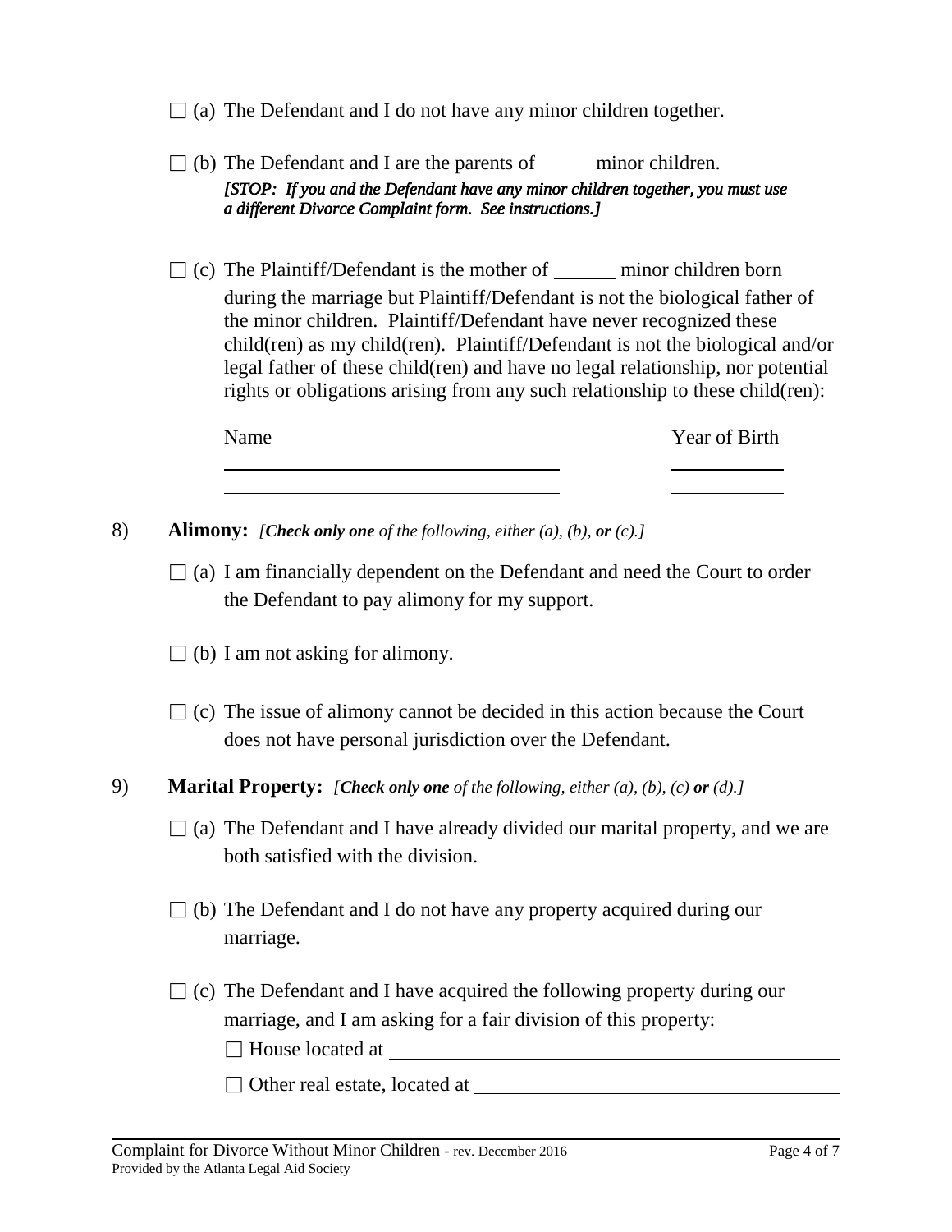☐ (a) The Defendant and I do not have any minor children together.

☐ (b) The Defendant and I are the parents of _____ minor children.
*[STOP: If you and the Defendant have any minor children together, you must use a different Divorce Complaint form. See instructions.]*

☐ (c) The Plaintiff/Defendant is the mother of ______ minor children born during the marriage but Plaintiff/Defendant is not the biological father of the minor children. Plaintiff/Defendant have never recognized these child(ren) as my child(ren). Plaintiff/Defendant is not the biological and/or legal father of these child(ren) and have no legal relationship, nor potential rights or obligations arising from any such relationship to these child(ren):

| Name | Year of Birth |
|---|---|
| | |
| | |

8) **Alimony:** *[**Check only one** of the following, either (a), (b), **or** (c).]*

☐ (a) I am financially dependent on the Defendant and need the Court to order the Defendant to pay alimony for my support.

☐ (b) I am not asking for alimony.

☐ (c) The issue of alimony cannot be decided in this action because the Court does not have personal jurisdiction over the Defendant.

9) **Marital Property:** *[**Check only one** of the following, either (a), (b), (c) **or** (d).]*

☐ (a) The Defendant and I have already divided our marital property, and we are both satisfied with the division.

☐ (b) The Defendant and I do not have any property acquired during our marriage.

☐ (c) The Defendant and I have acquired the following property during our marriage, and I am asking for a fair division of this property:

☐ House located at ________________________________________

☐ Other real estate, located at ________________________________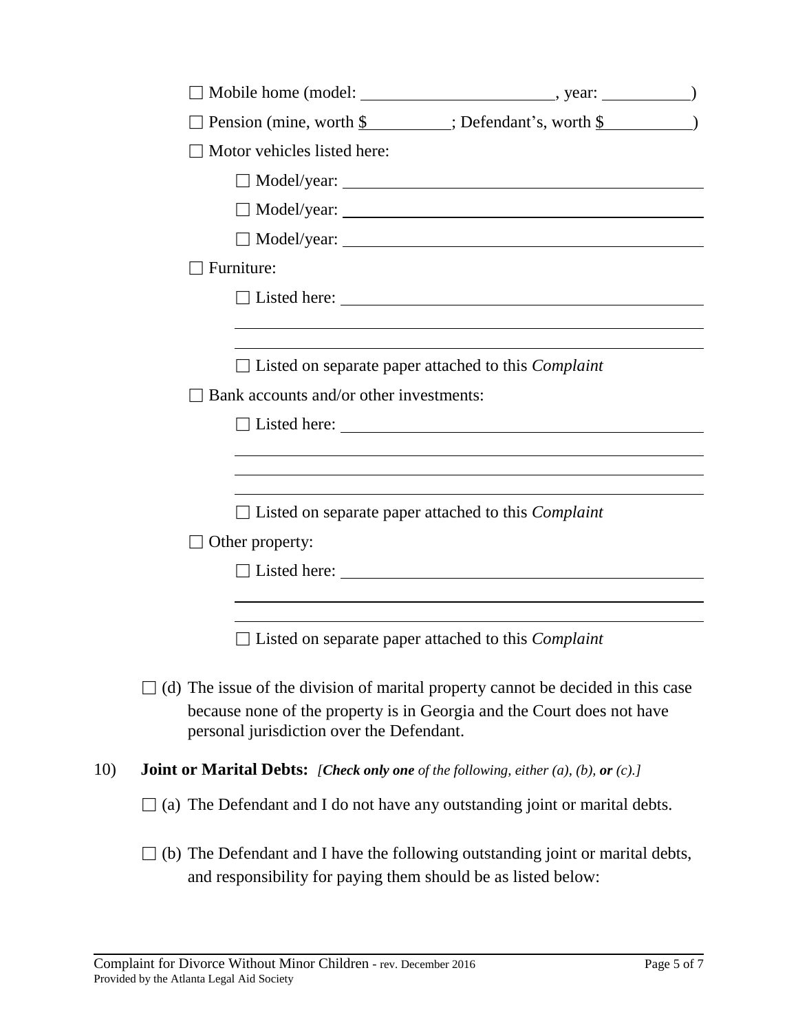☐ Mobile home (model: ______________________, year: __________)

☐ Pension (mine, worth $__________; Defendant's, worth $__________)

☐ Motor vehicles listed here:

  ☐ Model/year: ____________________________________________

  ☐ Model/year: ____________________________________________

  ☐ Model/year: ____________________________________________

☐ Furniture:

  ☐ Listed here: ____________________________________________

  ____________________________________________________________

  ____________________________________________________________

  ☐ Listed on separate paper attached to this *Complaint*

☐ Bank accounts and/or other investments:

  ☐ Listed here: ____________________________________________

  ____________________________________________________________

  ____________________________________________________________

  ____________________________________________________________

  ☐ Listed on separate paper attached to this *Complaint*

☐ Other property:

  ☐ Listed here: ____________________________________________

  ____________________________________________________________

  ____________________________________________________________

  ☐ Listed on separate paper attached to this *Complaint*

☐ (d) The issue of the division of marital property cannot be decided in this case because none of the property is in Georgia and the Court does not have personal jurisdiction over the Defendant.

10) **Joint or Marital Debts:** *[**Check only one** of the following, either (a), (b), **or** (c).]*

☐ (a) The Defendant and I do not have any outstanding joint or marital debts.

☐ (b) The Defendant and I have the following outstanding joint or marital debts, and responsibility for paying them should be as listed below: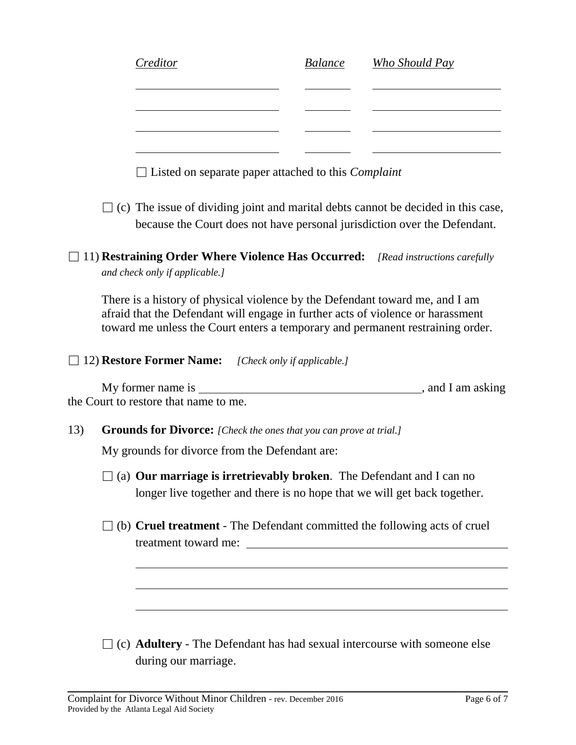| *Creditor* | *Balance* | *Who Should Pay* |
|---|---|---|
| | | |
| | | |
| | | |
| | | |

☐ Listed on separate paper attached to this *Complaint*

☐ (c) The issue of dividing joint and marital debts cannot be decided in this case, because the Court does not have personal jurisdiction over the Defendant.

☐ 11) **Restraining Order Where Violence Has Occurred:** *[Read instructions carefully and check only if applicable.]*

There is a history of physical violence by the Defendant toward me, and I am afraid that the Defendant will engage in further acts of violence or harassment toward me unless the Court enters a temporary and permanent restraining order.

☐ 12) **Restore Former Name:** *[Check only if applicable.]*

My former name is ______________________________________, and I am asking the Court to restore that name to me.

13) **Grounds for Divorce:** *[Check the ones that you can prove at trial.]*

My grounds for divorce from the Defendant are:

☐ (a) **Our marriage is irretrievably broken**. The Defendant and I can no longer live together and there is no hope that we will get back together.

☐ (b) **Cruel treatment** - The Defendant committed the following acts of cruel treatment toward me: ______________________________________________

______________________________________________________________

______________________________________________________________

______________________________________________________________

☐ (c) **Adultery** - The Defendant has had sexual intercourse with someone else during our marriage.

Complaint for Divorce Without Minor Children - rev. December 2016
Provided by the Atlanta Legal Aid Society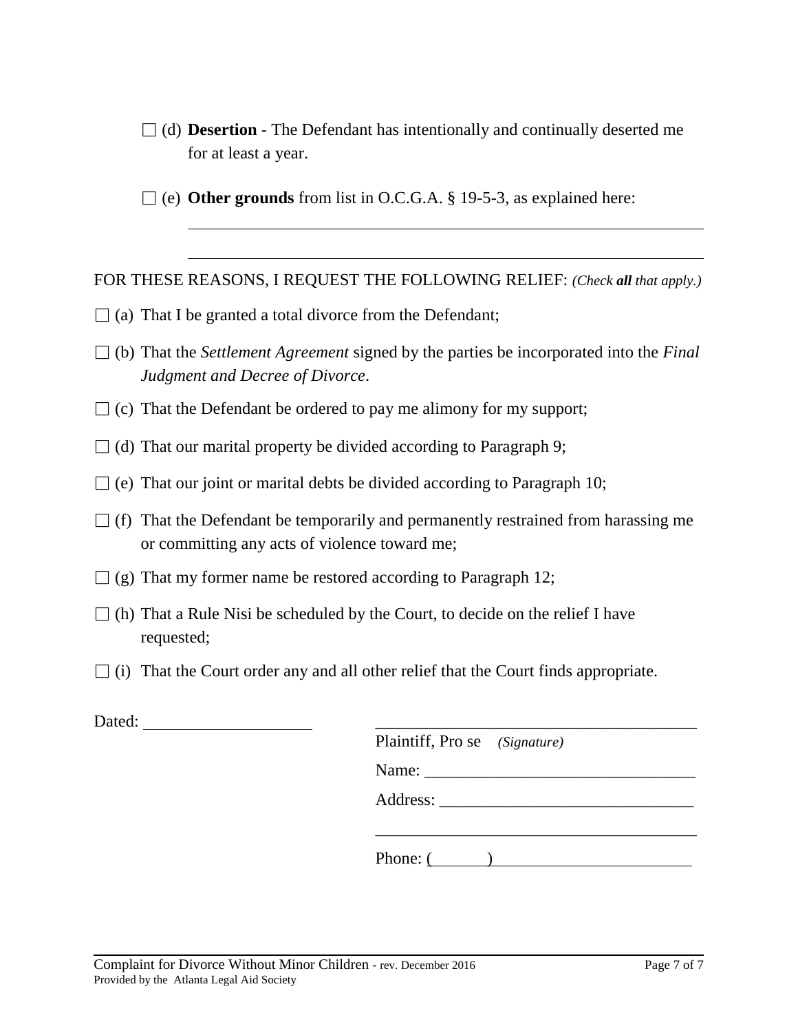☐ (d) **Desertion** - The Defendant has intentionally and continually deserted me for at least a year.

☐ (e) **Other grounds** from list in O.C.G.A. § 19-5-3, as explained here:

_______________________________________________________________

_______________________________________________________________

FOR THESE REASONS, I REQUEST THE FOLLOWING RELIEF: *(Check **all** that apply.)*

☐ (a) That I be granted a total divorce from the Defendant;

☐ (b) That the *Settlement Agreement* signed by the parties be incorporated into the *Final Judgment and Decree of Divorce*.

☐ (c) That the Defendant be ordered to pay me alimony for my support;

☐ (d) That our marital property be divided according to Paragraph 9;

☐ (e) That our joint or marital debts be divided according to Paragraph 10;

☐ (f) That the Defendant be temporarily and permanently restrained from harassing me or committing any acts of violence toward me;

☐ (g) That my former name be restored according to Paragraph 12;

☐ (h) That a Rule Nisi be scheduled by the Court, to decide on the relief I have requested;

☐ (i) That the Court order any and all other relief that the Court finds appropriate.

Dated: ____________________

_______________________________________
Plaintiff, Pro se *(Signature)*

Name: _________________________________

Address: _______________________________

_______________________________________

Phone: (______)_________________________

Complaint for Divorce Without Minor Children - rev. December 2016
Provided by the Atlanta Legal Aid Society